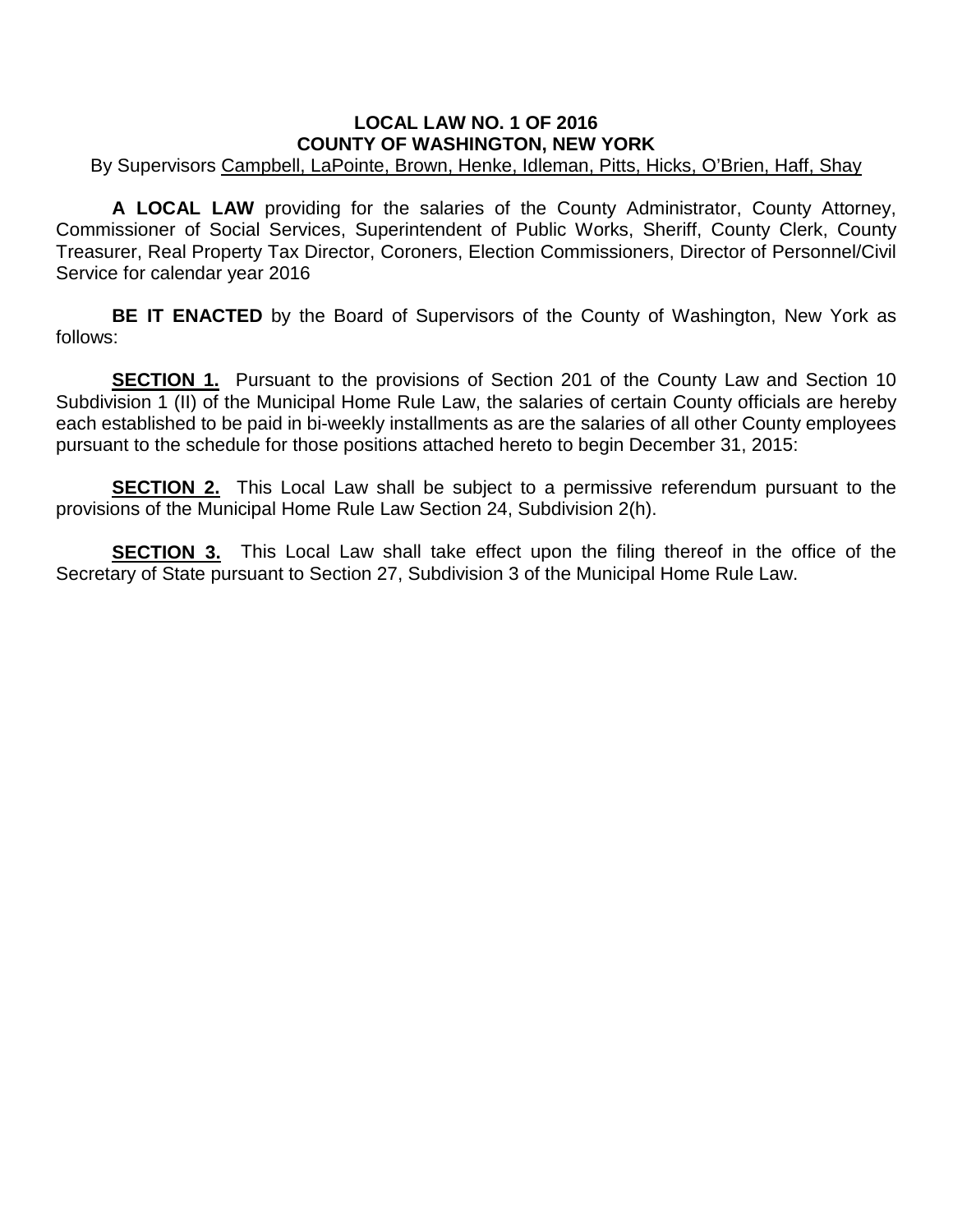**LOCAL LAW NO. 1 OF 2016**
**COUNTY OF WASHINGTON, NEW YORK**

By Supervisors Campbell, LaPointe, Brown, Henke, Idleman, Pitts, Hicks, O'Brien, Haff, Shay

**A LOCAL LAW** providing for the salaries of the County Administrator, County Attorney, Commissioner of Social Services, Superintendent of Public Works, Sheriff, County Clerk, County Treasurer, Real Property Tax Director, Coroners, Election Commissioners, Director of Personnel/Civil Service for calendar year 2016

**BE IT ENACTED** by the Board of Supervisors of the County of Washington, New York as follows:

**SECTION 1.** Pursuant to the provisions of Section 201 of the County Law and Section 10 Subdivision 1 (II) of the Municipal Home Rule Law, the salaries of certain County officials are hereby each established to be paid in bi-weekly installments as are the salaries of all other County employees pursuant to the schedule for those positions attached hereto to begin December 31, 2015:

**SECTION 2.** This Local Law shall be subject to a permissive referendum pursuant to the provisions of the Municipal Home Rule Law Section 24, Subdivision 2(h).

**SECTION 3.** This Local Law shall take effect upon the filing thereof in the office of the Secretary of State pursuant to Section 27, Subdivision 3 of the Municipal Home Rule Law.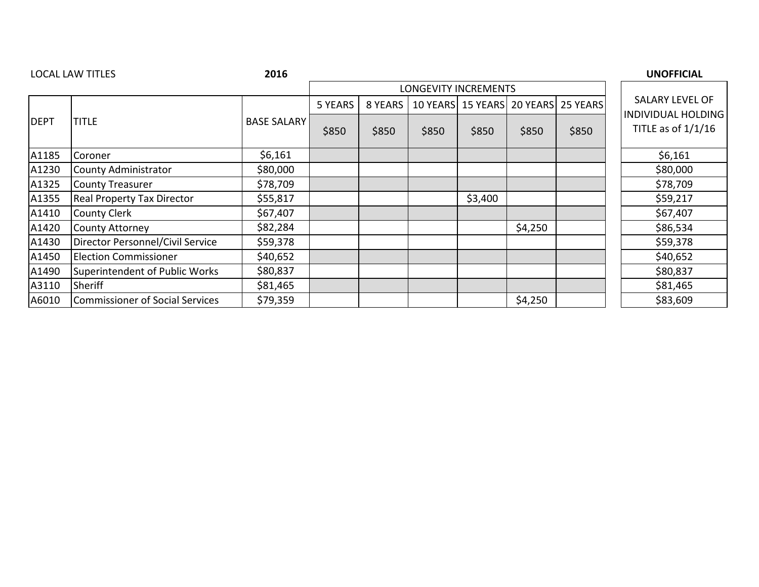LOCAL LAW TITLES **2016** **UNOFFICIAL**

| DEPT | TITLE | BASE SALARY | LONGEVITY INCREMENTS | | | | | | SALARY LEVEL OF INDIVIDUAL HOLDING TITLE as of 1/1/16 |
|---|---|---|---|---|---|---|---|---|---|
| | | | 5 YEARS | 8 YEARS | 10 YEARS | 15 YEARS | 20 YEARS | 25 YEARS | |
| | | | $850 | $850 | $850 | $850 | $850 | $850 | |
| A1185 | Coroner | $6,161 | | | | | | | $6,161 |
| A1230 | County Administrator | $80,000 | | | | | | | $80,000 |
| A1325 | County Treasurer | $78,709 | | | | | | | $78,709 |
| A1355 | Real Property Tax Director | $55,817 | | | | $3,400 | | | $59,217 |
| A1410 | County Clerk | $67,407 | | | | | | | $67,407 |
| A1420 | County Attorney | $82,284 | | | | | $4,250 | | $86,534 |
| A1430 | Director Personnel/Civil Service | $59,378 | | | | | | | $59,378 |
| A1450 | Election Commissioner | $40,652 | | | | | | | $40,652 |
| A1490 | Superintendent of Public Works | $80,837 | | | | | | | $80,837 |
| A3110 | Sheriff | $81,465 | | | | | | | $81,465 |
| A6010 | Commissioner of Social Services | $79,359 | | | | | $4,250 | | $83,609 |